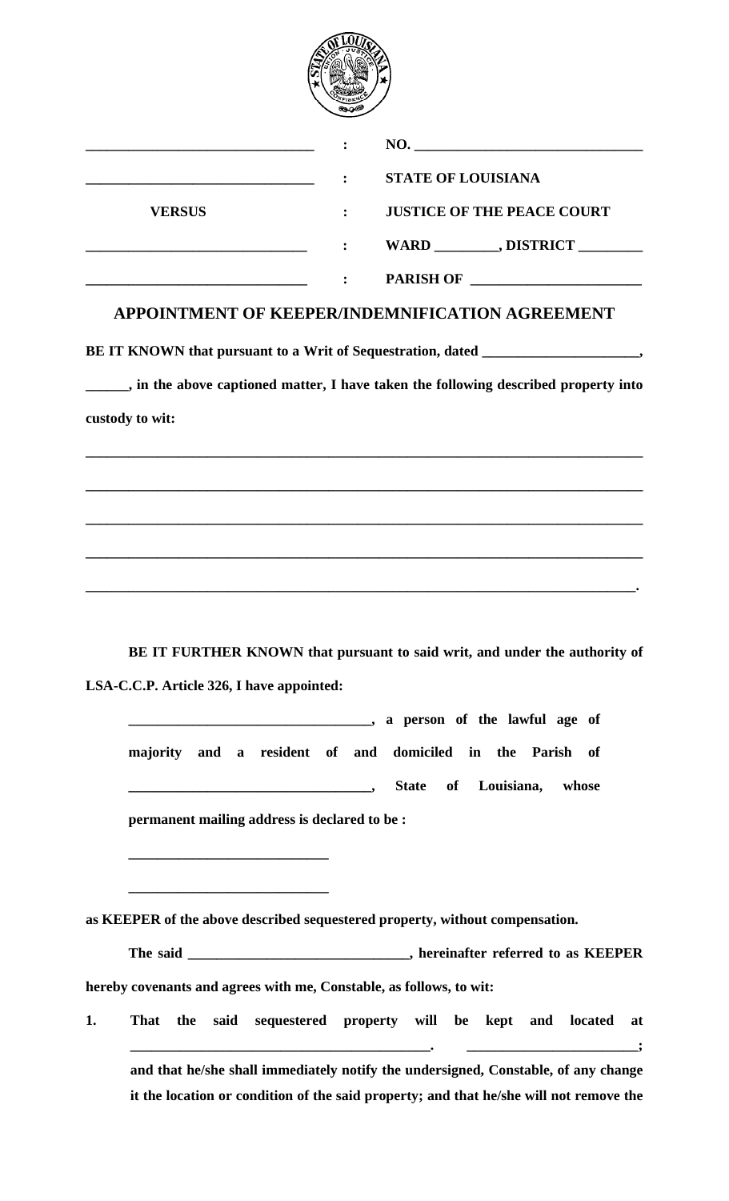| | | |
|---|---|---|
| ______________________________ | : | NO. ______________________________ |
| ______________________________ | : | **STATE OF LOUISIANA** |
| **VERSUS** | : | **JUSTICE OF THE PEACE COURT** |
| ______________________________ | : | **WARD _________, DISTRICT _________** |
| ______________________________ | : | **PARISH OF _______________________** |

## APPOINTMENT OF KEEPER/INDEMNIFICATION AGREEMENT

**BE IT KNOWN that pursuant to a Writ of Sequestration, dated _____________________, ______, in the above captioned matter, I have taken the following described property into custody to wit:**

______________________________________________________________________________

______________________________________________________________________________

______________________________________________________________________________

______________________________________________________________________________

_____________________________________________________________________________.

**BE IT FURTHER KNOWN that pursuant to said writ, and under the authority of LSA-C.C.P. Article 326, I have appointed:**

**_________________________________, a person of the lawful age of majority and a resident of and domiciled in the Parish of _________________________________, State of Louisiana, whose permanent mailing address is declared to be :**

**____________________________**

**____________________________**

**as KEEPER of the above described sequestered property, without compensation.**

**The said ______________________________, hereinafter referred to as KEEPER hereby covenants and agrees with me, Constable, as follows, to wit:**

**1. That the said sequestered property will be kept and located at __________________________________________. ________________________; and that he/she shall immediately notify the undersigned, Constable, of any change it the location or condition of the said property; and that he/she will not remove the**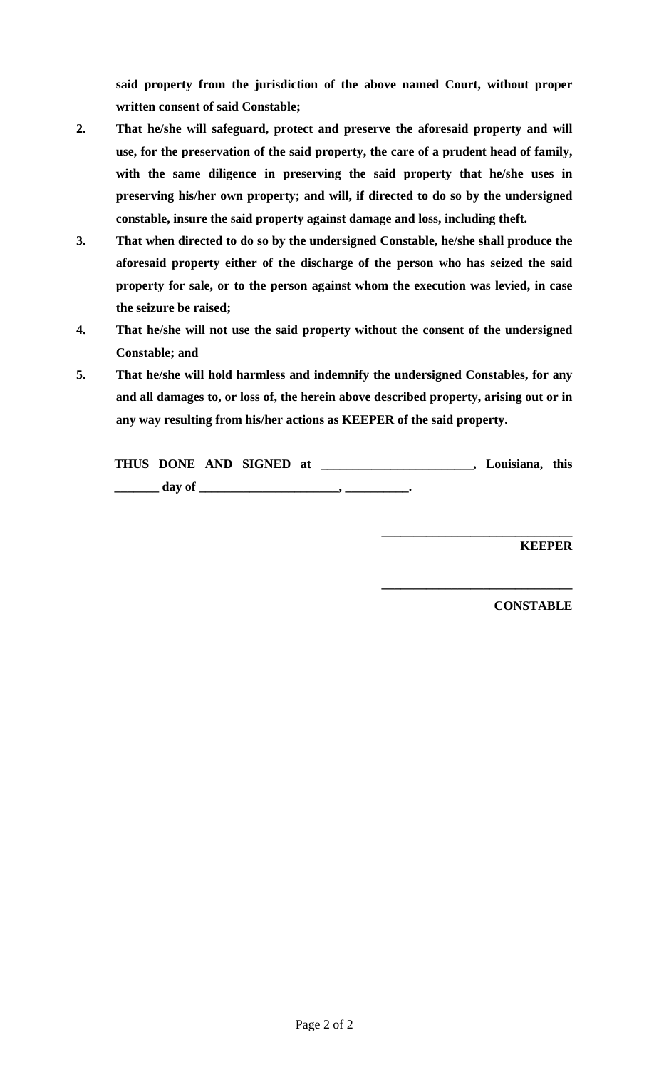**said property from the jurisdiction of the above named Court, without proper written consent of said Constable;**

**2. That he/she will safeguard, protect and preserve the aforesaid property and will use, for the preservation of the said property, the care of a prudent head of family, with the same diligence in preserving the said property that he/she uses in preserving his/her own property; and will, if directed to do so by the undersigned constable, insure the said property against damage and loss, including theft.**

**3. That when directed to do so by the undersigned Constable, he/she shall produce the aforesaid property either of the discharge of the person who has seized the said property for sale, or to the person against whom the execution was levied, in case the seizure be raised;**

**4. That he/she will not use the said property without the consent of the undersigned Constable; and**

**5. That he/she will hold harmless and indemnify the undersigned Constables, for any and all damages to, or loss of, the herein above described property, arising out or in any way resulting from his/her actions as KEEPER of the said property.**

**THUS DONE AND SIGNED at ________________________, Louisiana, this _______ day of ______________________, __________.**

______________________________
**KEEPER**

______________________________
**CONSTABLE**